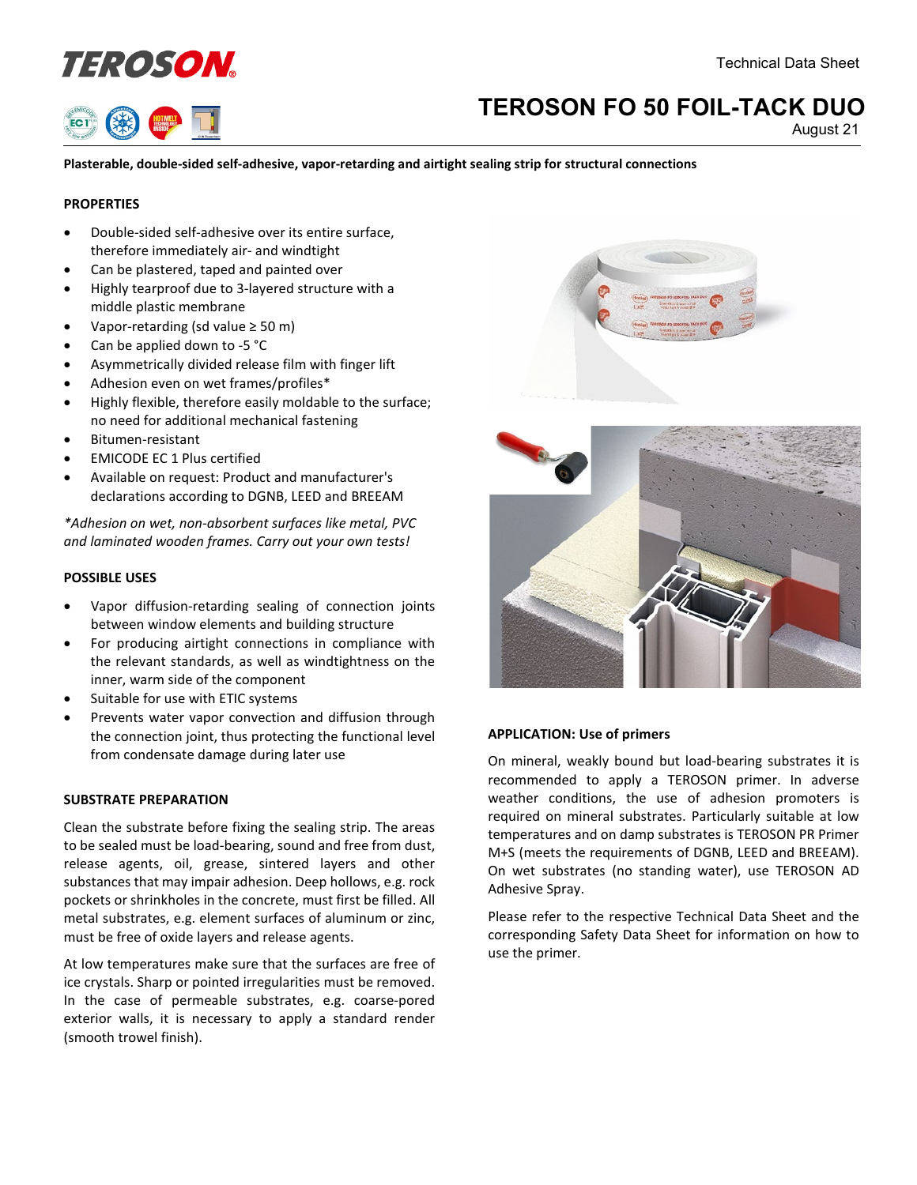# TEROSON FO 50 FOIL-TACK DUO

Technical Data Sheet

August 21

**Plasterable, double-sided self-adhesive, vapor-retarding and airtight sealing strip for structural connections**

## PROPERTIES

- Double-sided self-adhesive over its entire surface, therefore immediately air- and windtight
- Can be plastered, taped and painted over
- Highly tearproof due to 3-layered structure with a middle plastic membrane
- Vapor-retarding (sd value ≥ 50 m)
- Can be applied down to -5 °C
- Asymmetrically divided release film with finger lift
- Adhesion even on wet frames/profiles*
- Highly flexible, therefore easily moldable to the surface; no need for additional mechanical fastening
- Bitumen-resistant
- EMICODE EC 1 Plus certified
- Available on request: Product and manufacturer's declarations according to DGNB, LEED and BREEAM

*\*Adhesion on wet, non-absorbent surfaces like metal, PVC and laminated wooden frames. Carry out your own tests!*

## POSSIBLE USES

- Vapor diffusion-retarding sealing of connection joints between window elements and building structure
- For producing airtight connections in compliance with the relevant standards, as well as windtightness on the inner, warm side of the component
- Suitable for use with ETIC systems
- Prevents water vapor convection and diffusion through the connection joint, thus protecting the functional level from condensate damage during later use

## SUBSTRATE PREPARATION

Clean the substrate before fixing the sealing strip. The areas to be sealed must be load-bearing, sound and free from dust, release agents, oil, grease, sintered layers and other substances that may impair adhesion. Deep hollows, e.g. rock pockets or shrinkholes in the concrete, must first be filled. All metal substrates, e.g. element surfaces of aluminum or zinc, must be free of oxide layers and release agents.

At low temperatures make sure that the surfaces are free of ice crystals. Sharp or pointed irregularities must be removed. In the case of permeable substrates, e.g. coarse-pored exterior walls, it is necessary to apply a standard render (smooth trowel finish).

## APPLICATION: Use of primers

On mineral, weakly bound but load-bearing substrates it is recommended to apply a TEROSON primer. In adverse weather conditions, the use of adhesion promoters is required on mineral substrates. Particularly suitable at low temperatures and on damp substrates is TEROSON PR Primer M+S (meets the requirements of DGNB, LEED and BREEAM). On wet substrates (no standing water), use TEROSON AD Adhesive Spray.

Please refer to the respective Technical Data Sheet and the corresponding Safety Data Sheet for information on how to use the primer.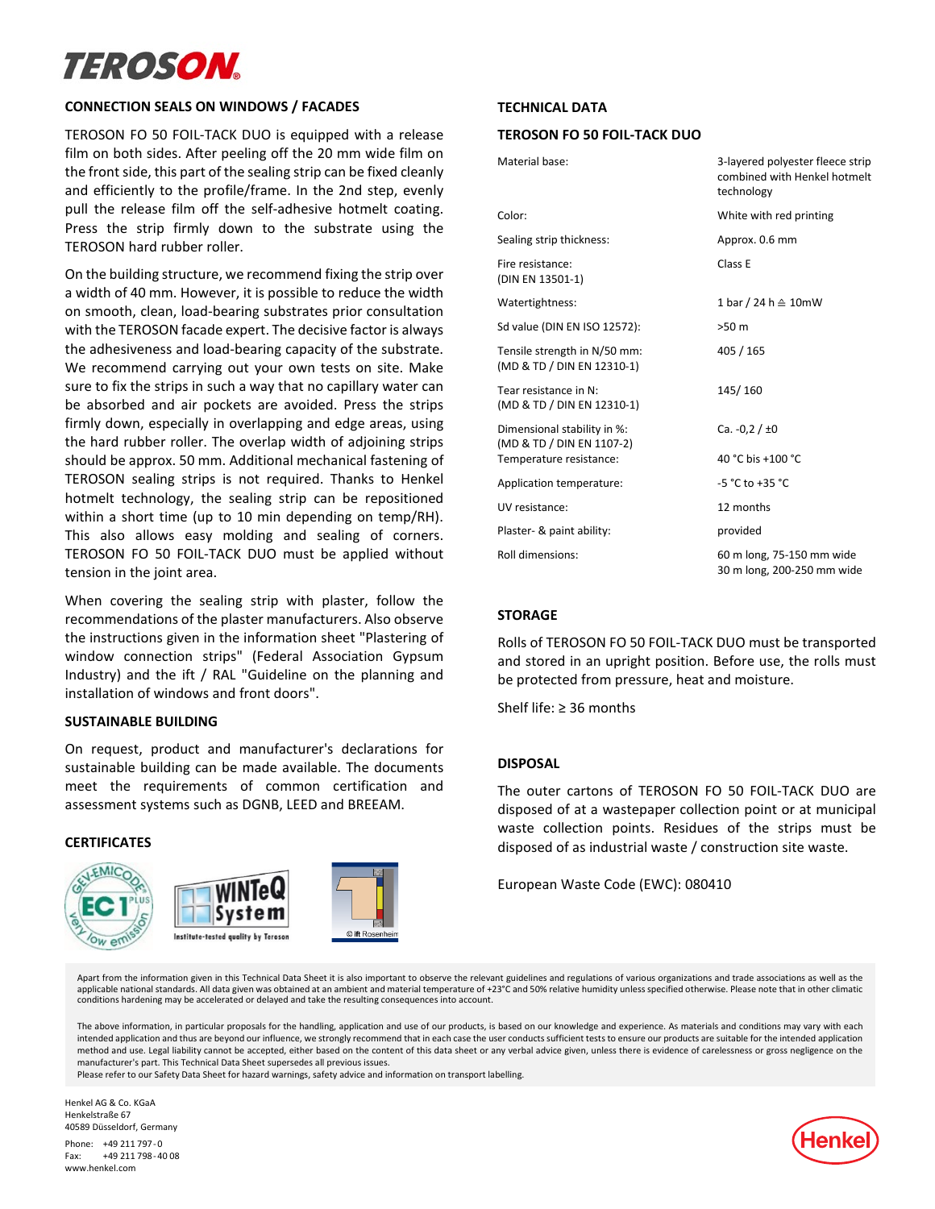## CONNECTION SEALS ON WINDOWS / FACADES

TEROSON FO 50 FOIL-TACK DUO is equipped with a release film on both sides. After peeling off the 20 mm wide film on the front side, this part of the sealing strip can be fixed cleanly and efficiently to the profile/frame. In the 2nd step, evenly pull the release film off the self-adhesive hotmelt coating. Press the strip firmly down to the substrate using the TEROSON hard rubber roller.

On the building structure, we recommend fixing the strip over a width of 40 mm. However, it is possible to reduce the width on smooth, clean, load-bearing substrates prior consultation with the TEROSON facade expert. The decisive factor is always the adhesiveness and load-bearing capacity of the substrate. We recommend carrying out your own tests on site. Make sure to fix the strips in such a way that no capillary water can be absorbed and air pockets are avoided. Press the strips firmly down, especially in overlapping and edge areas, using the hard rubber roller. The overlap width of adjoining strips should be approx. 50 mm. Additional mechanical fastening of TEROSON sealing strips is not required. Thanks to Henkel hotmelt technology, the sealing strip can be repositioned within a short time (up to 10 min depending on temp/RH). This also allows easy molding and sealing of corners. TEROSON FO 50 FOIL-TACK DUO must be applied without tension in the joint area.

When covering the sealing strip with plaster, follow the recommendations of the plaster manufacturers. Also observe the instructions given in the information sheet "Plastering of window connection strips" (Federal Association Gypsum Industry) and the ift / RAL "Guideline on the planning and installation of windows and front doors".

## SUSTAINABLE BUILDING

On request, product and manufacturer's declarations for sustainable building can be made available. The documents meet the requirements of common certification and assessment systems such as DGNB, LEED and BREEAM.

## CERTIFICATES

## TECHNICAL DATA

### TEROSON FO 50 FOIL-TACK DUO

| | |
|---|---|
| Material base: | 3-layered polyester fleece strip combined with Henkel hotmelt technology |
| Color: | White with red printing |
| Sealing strip thickness: | Approx. 0.6 mm |
| Fire resistance: (DIN EN 13501-1) | Class E |
| Watertightness: | 1 bar / 24 h ≙ 10mW |
| Sd value (DIN EN ISO 12572): | >50 m |
| Tensile strength in N/50 mm: (MD & TD / DIN EN 12310-1) | 405 / 165 |
| Tear resistance in N: (MD & TD / DIN EN 12310-1) | 145/ 160 |
| Dimensional stability in %: (MD & TD / DIN EN 1107-2) | Ca. -0,2 / ±0 |
| Temperature resistance: | 40 °C bis +100 °C |
| Application temperature: | -5 °C to +35 °C |
| UV resistance: | 12 months |
| Plaster- & paint ability: | provided |
| Roll dimensions: | 60 m long, 75-150 mm wide<br>30 m long, 200-250 mm wide |

## STORAGE

Rolls of TEROSON FO 50 FOIL-TACK DUO must be transported and stored in an upright position. Before use, the rolls must be protected from pressure, heat and moisture.

Shelf life: ≥ 36 months

## DISPOSAL

The outer cartons of TEROSON FO 50 FOIL-TACK DUO are disposed of at a wastepaper collection point or at municipal waste collection points. Residues of the strips must be disposed of as industrial waste / construction site waste.

European Waste Code (EWC): 080410

Apart from the information given in this Technical Data Sheet it is also important to observe the relevant guidelines and regulations of various organizations and trade associations as well as the applicable national standards. All data given was obtained at an ambient and material temperature of +23°C and 50% relative humidity unless specified otherwise. Please note that in other climatic conditions hardening may be accelerated or delayed and take the resulting consequences into account.

The above information, in particular proposals for the handling, application and use of our products, is based on our knowledge and experience. As materials and conditions may vary with each intended application and thus are beyond our influence, we strongly recommend that in each case the user conducts sufficient tests to ensure our products are suitable for the intended application method and use. Legal liability cannot be accepted, either based on the content of this data sheet or any verbal advice given, unless there is evidence of carelessness or gross negligence on the manufacturer's part. This Technical Data Sheet supersedes all previous issues.
Please refer to our Safety Data Sheet for hazard warnings, safety advice and information on transport labelling.

Henkel AG & Co. KGaA
Henkelstraße 67
40589 Düsseldorf, Germany

Phone: +49 211 797-0
Fax: +49 211 798-40 08
www.henkel.com